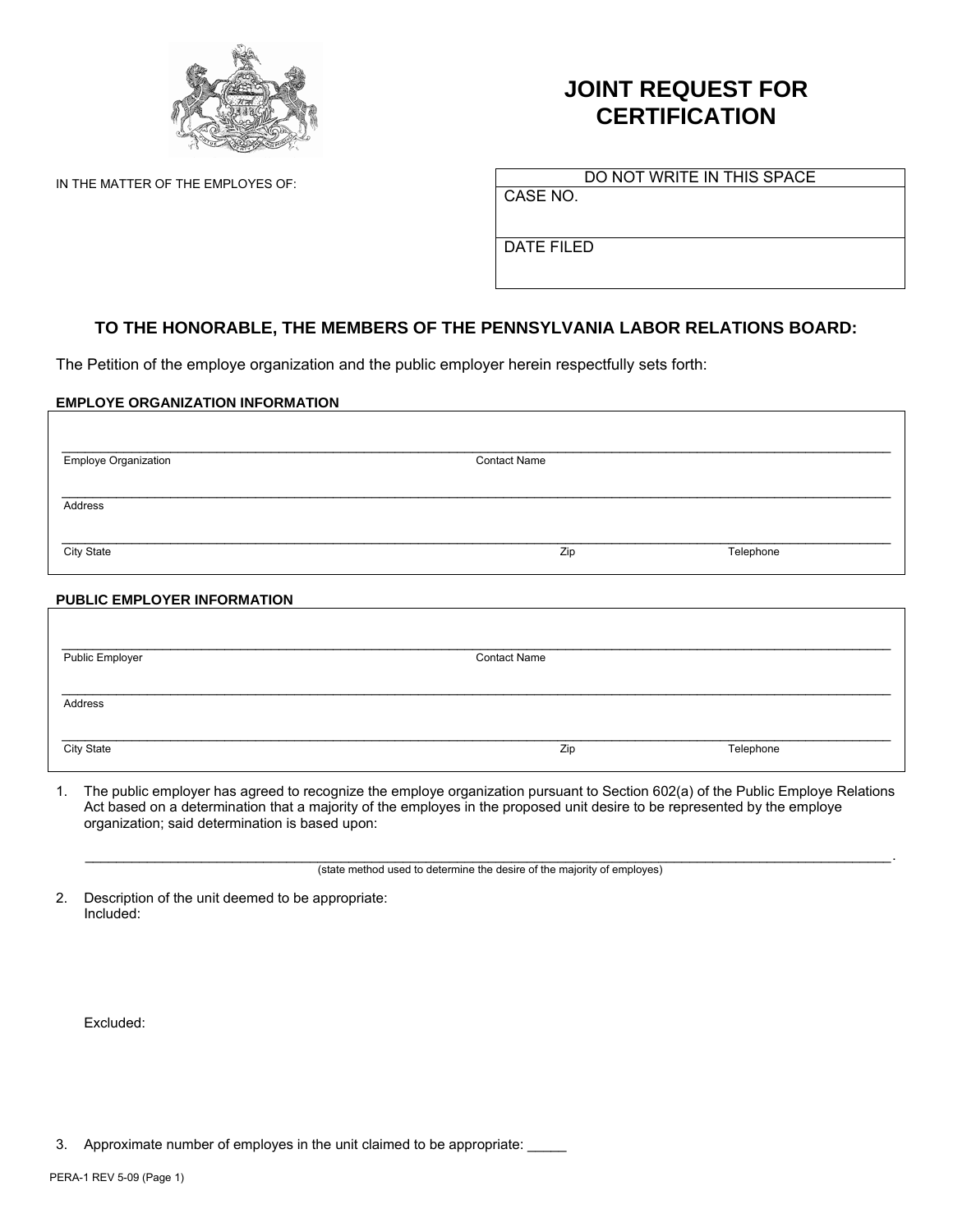# JOINT REQUEST FOR CERTIFICATION

IN THE MATTER OF THE EMPLOYES OF:

| DO NOT WRITE IN THIS SPACE |
|---|
| CASE NO. |
| DATE FILED |

### TO THE HONORABLE, THE MEMBERS OF THE PENNSYLVANIA LABOR RELATIONS BOARD:

The Petition of the employe organization and the public employer herein respectfully sets forth:

**EMPLOYE ORGANIZATION INFORMATION**

_______________________________________________________________________________
Employe Organization                                                    Contact Name

_______________________________________________________________________________
Address

_______________________________________________________________________________
City State                                                    Zip                    Telephone

**PUBLIC EMPLOYER INFORMATION**

_______________________________________________________________________________
Public Employer                                                    Contact Name

_______________________________________________________________________________
Address

_______________________________________________________________________________
City State                                                    Zip                    Telephone

1. The public employer has agreed to recognize the employe organization pursuant to Section 602(a) of the Public Employe Relations Act based on a determination that a majority of the employes in the proposed unit desire to be represented by the employe organization; said determination is based upon:

   _______________________________________________________________________________.
   (state method used to determine the desire of the majority of employes)

2. Description of the unit deemed to be appropriate:
   Included:

   Excluded:

3. Approximate number of employes in the unit claimed to be appropriate: _____

PERA-1 REV 5-09 (Page 1)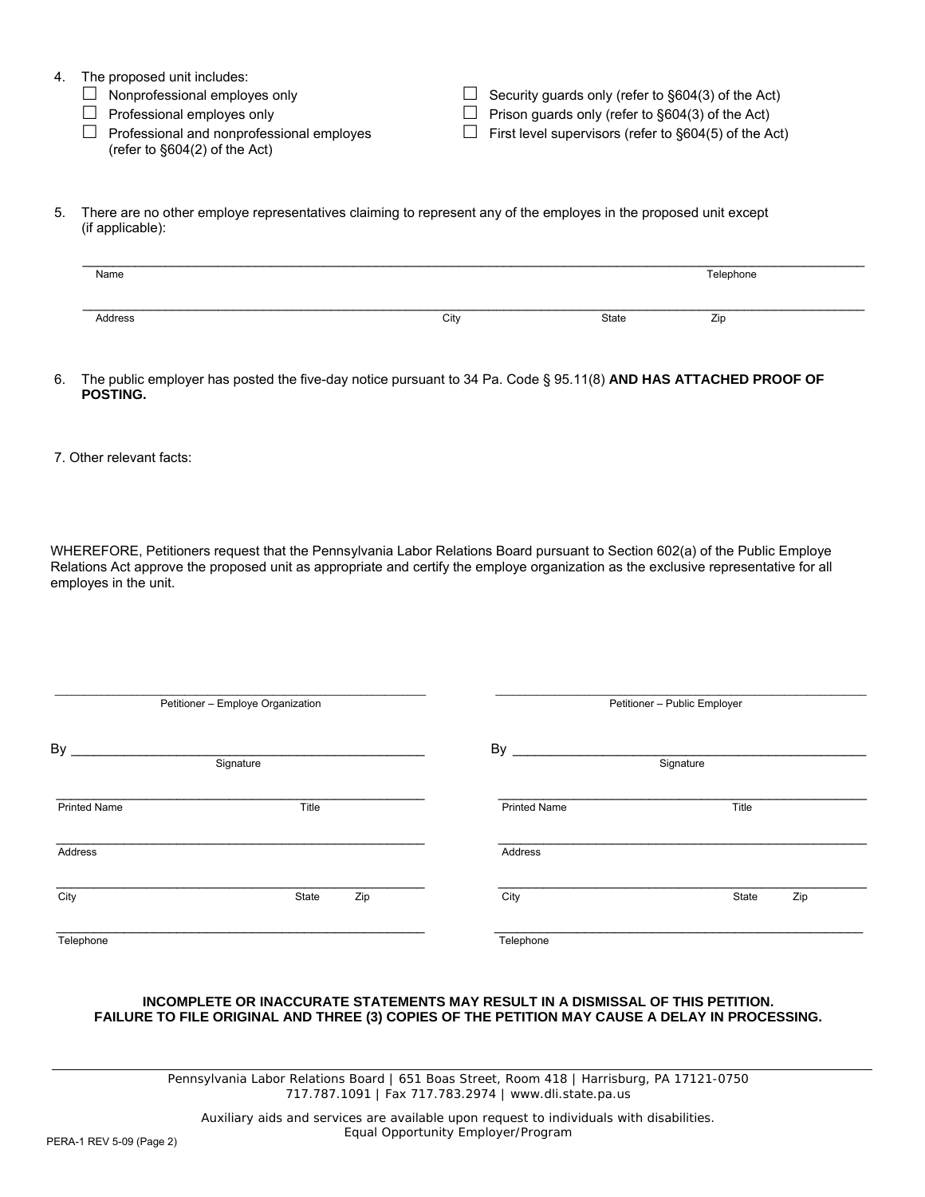4. The proposed unit includes:
   - ☐ Nonprofessional employes only
   - ☐ Professional employes only
   - ☐ Professional and nonprofessional employes (refer to §604(2) of the Act)
   - ☐ Security guards only (refer to §604(3) of the Act)
   - ☐ Prison guards only (refer to §604(3) of the Act)
   - ☐ First level supervisors (refer to §604(5) of the Act)

5. There are no other employe representatives claiming to represent any of the employes in the proposed unit except (if applicable):

______________________________________________________________________
Name                                                                                                    Telephone

______________________________________________________________________
Address                                                    City                    State                    Zip

6. The public employer has posted the five-day notice pursuant to 34 Pa. Code § 95.11(8) **AND HAS ATTACHED PROOF OF POSTING.**

7. Other relevant facts:

WHEREFORE, Petitioners request that the Pennsylvania Labor Relations Board pursuant to Section 602(a) of the Public Employe Relations Act approve the proposed unit as appropriate and certify the employe organization as the exclusive representative for all employes in the unit.

| | |
|---|---|
| ______________________________ Petitioner – Employe Organization | ______________________________ Petitioner – Public Employer |
| By ______________________________ Signature | By ______________________________ Signature |
| ______________________________ Printed Name    Title | ______________________________ Printed Name    Title |
| ______________________________ Address | ______________________________ Address |
| ______________________________ City    State    Zip | ______________________________ City    State    Zip |
| ______________________________ Telephone | ______________________________ Telephone |

**INCOMPLETE OR INACCURATE STATEMENTS MAY RESULT IN A DISMISSAL OF THIS PETITION.**
**FAILURE TO FILE ORIGINAL AND THREE (3) COPIES OF THE PETITION MAY CAUSE A DELAY IN PROCESSING.**

Pennsylvania Labor Relations Board | 651 Boas Street, Room 418 | Harrisburg, PA 17121-0750
717.787.1091 | Fax 717.783.2974 | www.dli.state.pa.us

Auxiliary aids and services are available upon request to individuals with disabilities.
Equal Opportunity Employer/Program

PERA-1 REV 5-09 (Page 2)